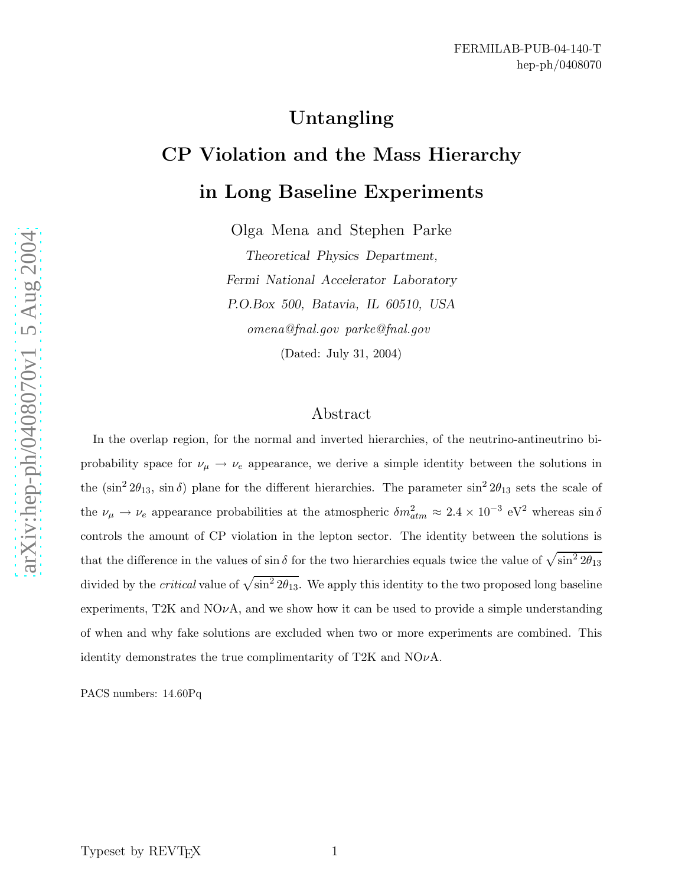FERMILAB-PUB-04-140-T
hep-ph/0408070

# Untangling CP Violation and the Mass Hierarchy in Long Baseline Experiments

Olga Mena and Stephen Parke

*Theoretical Physics Department,*
*Fermi National Accelerator Laboratory*
*P.O.Box 500, Batavia, IL 60510, USA*
*omena@fnal.gov parke@fnal.gov*

(Dated: July 31, 2004)

## Abstract

In the overlap region, for the normal and inverted hierarchies, of the neutrino-antineutrino bi-probability space for $\nu_\mu \to \nu_e$ appearance, we derive a simple identity between the solutions in the ($\sin^2 2\theta_{13}$, $\sin\delta$) plane for the different hierarchies. The parameter $\sin^2 2\theta_{13}$ sets the scale of the $\nu_\mu \to \nu_e$ appearance probabilities at the atmospheric $\delta m^2_{atm} \approx 2.4 \times 10^{-3}$ eV$^2$ whereas $\sin\delta$ controls the amount of CP violation in the lepton sector. The identity between the solutions is that the difference in the values of $\sin\delta$ for the two hierarchies equals twice the value of $\sqrt{\sin^2 2\theta_{13}}$ divided by the *critical* value of $\sqrt{\sin^2 2\theta_{13}}$. We apply this identity to the two proposed long baseline experiments, T2K and NO$\nu$A, and we show how it can be used to provide a simple understanding of when and why fake solutions are excluded when two or more experiments are combined. This identity demonstrates the true complimentarity of T2K and NO$\nu$A.

PACS numbers: 14.60Pq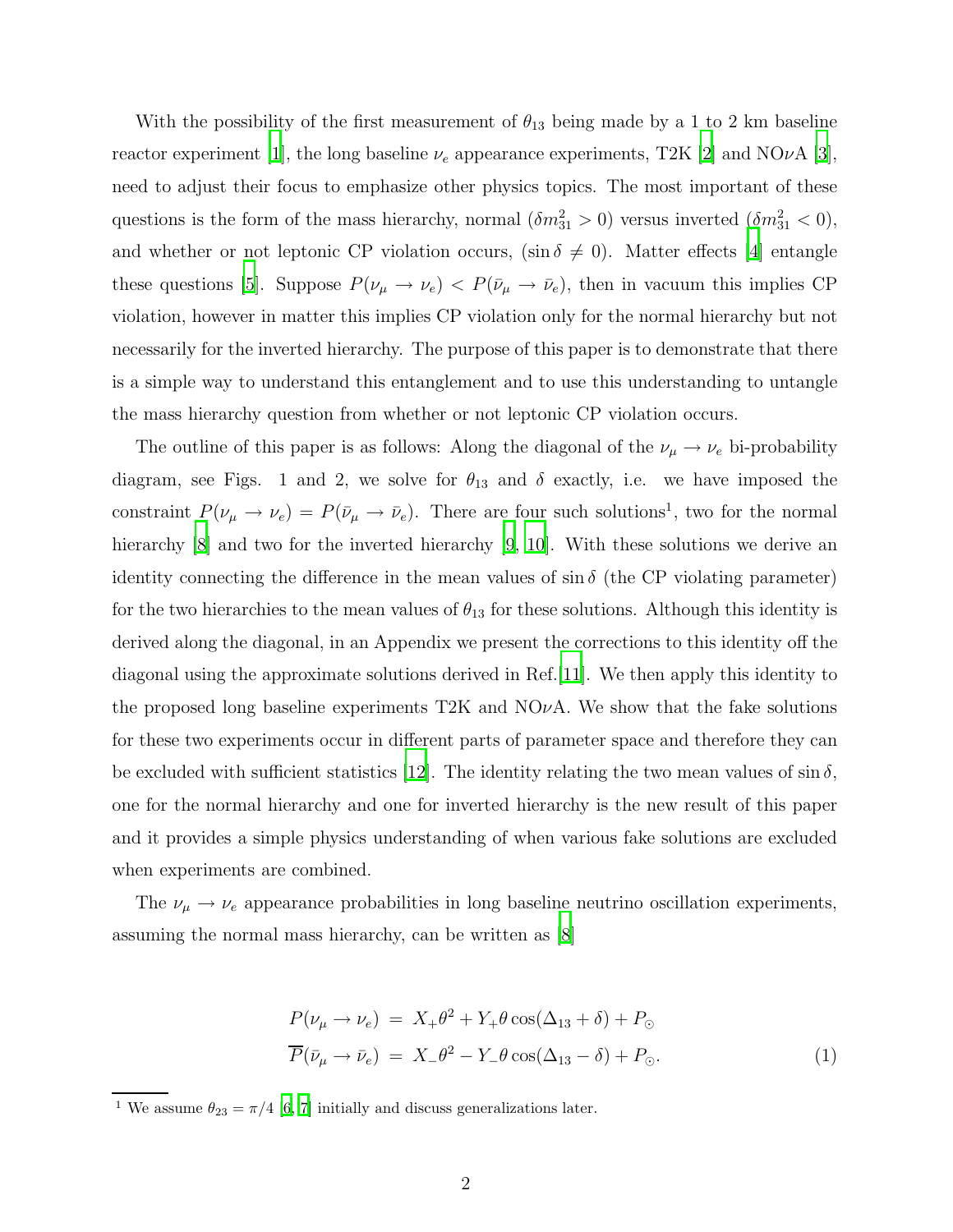With the possibility of the first measurement of $\theta_{13}$ being made by a 1 to 2 km baseline reactor experiment [1], the long baseline $\nu_e$ appearance experiments, T2K [2] and NO$\nu$A [3], need to adjust their focus to emphasize other physics topics. The most important of these questions is the form of the mass hierarchy, normal ($\delta m^2_{31} > 0$) versus inverted ($\delta m^2_{31} < 0$), and whether or not leptonic CP violation occurs, ($\sin\delta \neq 0$). Matter effects [4] entangle these questions [5]. Suppose $P(\nu_\mu \to \nu_e) < P(\bar{\nu}_\mu \to \bar{\nu}_e)$, then in vacuum this implies CP violation, however in matter this implies CP violation only for the normal hierarchy but not necessarily for the inverted hierarchy. The purpose of this paper is to demonstrate that there is a simple way to understand this entanglement and to use this understanding to untangle the mass hierarchy question from whether or not leptonic CP violation occurs.

The outline of this paper is as follows: Along the diagonal of the $\nu_\mu \to \nu_e$ bi-probability diagram, see Figs. 1 and 2, we solve for $\theta_{13}$ and $\delta$ exactly, i.e. we have imposed the constraint $P(\nu_\mu \to \nu_e) = P(\bar{\nu}_\mu \to \bar{\nu}_e)$. There are four such solutions[1], two for the normal hierarchy [8] and two for the inverted hierarchy [9, 10]. With these solutions we derive an identity connecting the difference in the mean values of $\sin\delta$ (the CP violating parameter) for the two hierarchies to the mean values of $\theta_{13}$ for these solutions. Although this identity is derived along the diagonal, in an Appendix we present the corrections to this identity off the diagonal using the approximate solutions derived in Ref.[11]. We then apply this identity to the proposed long baseline experiments T2K and NO$\nu$A. We show that the fake solutions for these two experiments occur in different parts of parameter space and therefore they can be excluded with sufficient statistics [12]. The identity relating the two mean values of $\sin\delta$, one for the normal hierarchy and one for inverted hierarchy is the new result of this paper and it provides a simple physics understanding of when various fake solutions are excluded when experiments are combined.

The $\nu_\mu \to \nu_e$ appearance probabilities in long baseline neutrino oscillation experiments, assuming the normal mass hierarchy, can be written as [8]

$$
\begin{aligned}
P(\nu_\mu \to \nu_e) &= X_+\theta^2 + Y_+\theta\cos(\Delta_{13} + \delta) + P_\odot \\
\overline{P}(\bar{\nu}_\mu \to \bar{\nu}_e) &= X_-\theta^2 - Y_-\theta\cos(\Delta_{13} - \delta) + P_\odot .
\end{aligned}
\tag{1}
$$

[1] We assume $\theta_{23} = \pi/4$ [6, 7] initially and discuss generalizations later.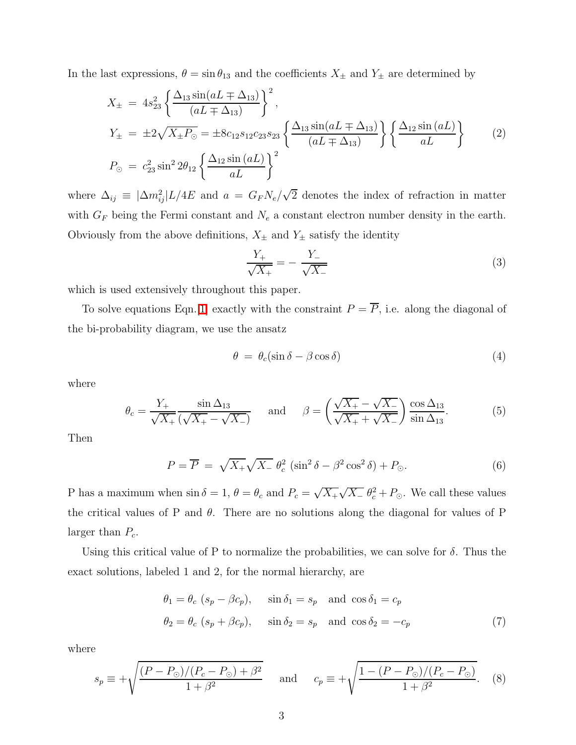In the last expressions, $\theta = \sin\theta_{13}$ and the coefficients $X_\pm$ and $Y_\pm$ are determined by

$$
\begin{aligned}
X_\pm &= 4s_{23}^2 \left\{ \frac{\Delta_{13} \sin(aL \mp \Delta_{13})}{(aL \mp \Delta_{13})} \right\}^2, \\
Y_\pm &= \pm 2\sqrt{X_\pm P_\odot} = \pm 8 c_{12} s_{12} c_{23} s_{23} \left\{ \frac{\Delta_{13} \sin(aL \mp \Delta_{13})}{(aL \mp \Delta_{13})} \right\} \left\{ \frac{\Delta_{12} \sin(aL)}{aL} \right\} \\
P_\odot &= c_{23}^2 \sin^2 2\theta_{12} \left\{ \frac{\Delta_{12} \sin(aL)}{aL} \right\}^2
\end{aligned}
\tag{2}
$$

where $\Delta_{ij} \equiv |\Delta m_{ij}^2| L/4E$ and $a = G_F N_e/\sqrt{2}$ denotes the index of refraction in matter with $G_F$ being the Fermi constant and $N_e$ a constant electron number density in the earth. Obviously from the above definitions, $X_\pm$ and $Y_\pm$ satisfy the identity

$$
\frac{Y_+}{\sqrt{X_+}} = -\frac{Y_-}{\sqrt{X_-}} \tag{3}
$$

which is used extensively throughout this paper.

To solve equations Eqn. [1] exactly with the constraint $P = \overline{P}$, i.e. along the diagonal of the bi-probability diagram, we use the ansatz

$$
\theta = \theta_c (\sin\delta - \beta\cos\delta) \tag{4}
$$

where

$$
\theta_c = \frac{Y_+}{\sqrt{X_+}} \frac{\sin\Delta_{13}}{(\sqrt{X_+} - \sqrt{X_-})} \quad \text{and} \quad \beta = \left( \frac{\sqrt{X_+} - \sqrt{X_-}}{\sqrt{X_+} + \sqrt{X_-}} \right) \frac{\cos\Delta_{13}}{\sin\Delta_{13}}. \tag{5}
$$

Then

$$
P = \overline{P} = \sqrt{X_+}\sqrt{X_-}\, \theta_c^2 \, (\sin^2\delta - \beta^2 \cos^2\delta) + P_\odot. \tag{6}
$$

P has a maximum when $\sin\delta = 1$, $\theta = \theta_c$ and $P_c = \sqrt{X_+}\sqrt{X_-}\, \theta_c^2 + P_\odot$. We call these values the critical values of P and $\theta$. There are no solutions along the diagonal for values of P larger than $P_c$.

Using this critical value of P to normalize the probabilities, we can solve for $\delta$. Thus the exact solutions, labeled 1 and 2, for the normal hierarchy, are

$$
\begin{aligned}
\theta_1 &= \theta_c \, (s_p - \beta c_p), \quad \sin\delta_1 = s_p \quad \text{and} \quad \cos\delta_1 = c_p \\
\theta_2 &= \theta_c \, (s_p + \beta c_p), \quad \sin\delta_2 = s_p \quad \text{and} \quad \cos\delta_2 = -c_p
\end{aligned}
\tag{7}
$$

where

$$
s_p \equiv +\sqrt{\frac{(P - P_\odot)/(P_c - P_\odot) + \beta^2}{1 + \beta^2}} \quad \text{and} \quad c_p \equiv +\sqrt{\frac{1 - (P - P_\odot)/(P_c - P_\odot)}{1 + \beta^2}}. \tag{8}
$$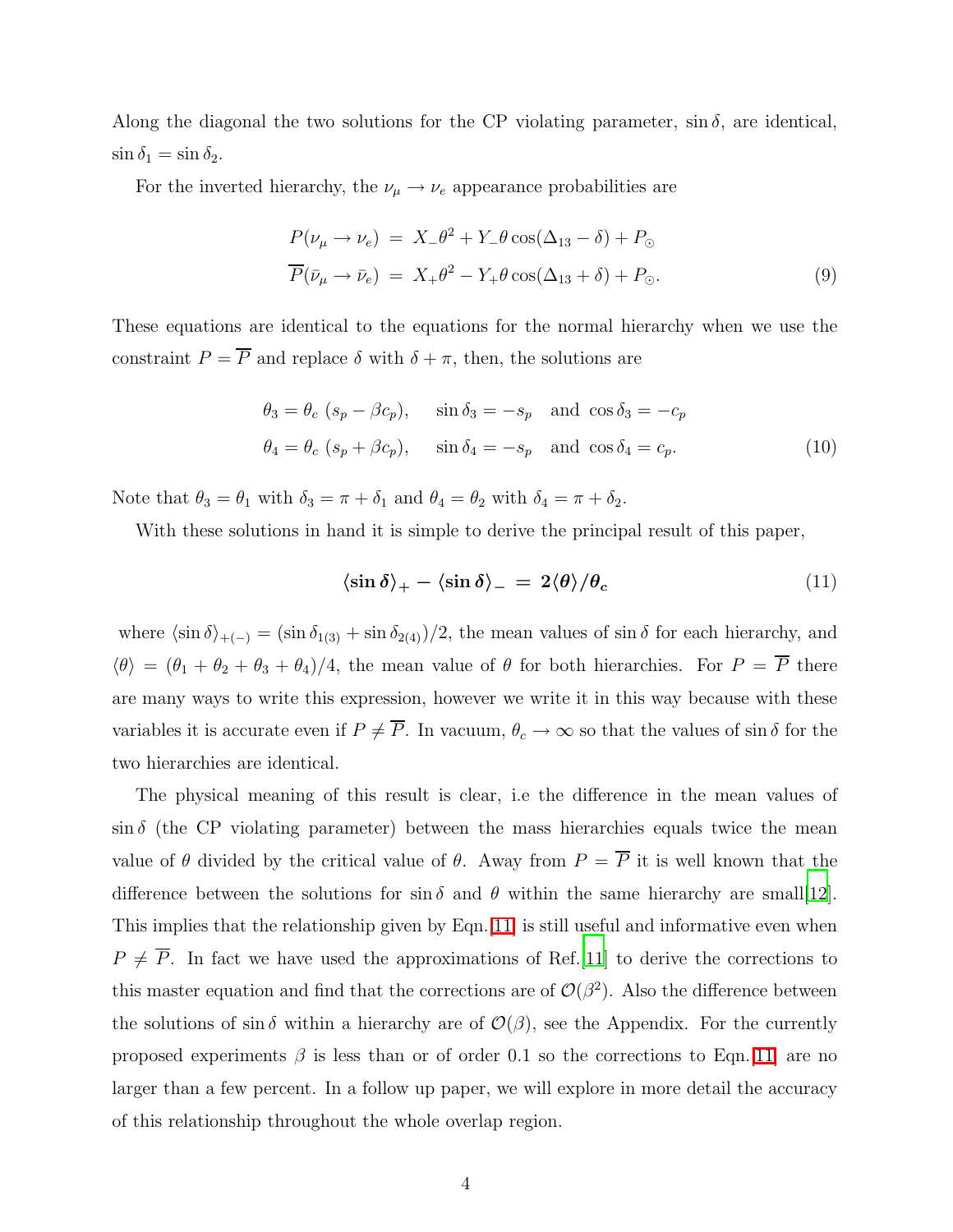Along the diagonal the two solutions for the CP violating parameter, $\sin\delta$, are identical, $\sin\delta_1 = \sin\delta_2$.

For the inverted hierarchy, the $\nu_\mu \to \nu_e$ appearance probabilities are

$$
\begin{aligned}
P(\nu_\mu \to \nu_e) &= X_- \theta^2 + Y_- \theta \cos(\Delta_{13} - \delta) + P_\odot \\
\overline{P}(\bar{\nu}_\mu \to \bar{\nu}_e) &= X_+ \theta^2 - Y_+ \theta \cos(\Delta_{13} + \delta) + P_\odot .
\end{aligned}
\tag{9}
$$

These equations are identical to the equations for the normal hierarchy when we use the constraint $P = \overline{P}$ and replace $\delta$ with $\delta + \pi$, then, the solutions are

$$
\begin{aligned}
\theta_3 &= \theta_c\ (s_p - \beta c_p), \quad \sin\delta_3 = -s_p \quad \text{and} \quad \cos\delta_3 = -c_p \\
\theta_4 &= \theta_c\ (s_p + \beta c_p), \quad \sin\delta_4 = -s_p \quad \text{and} \quad \cos\delta_4 = c_p .
\end{aligned}
\tag{10}
$$

Note that $\theta_3 = \theta_1$ with $\delta_3 = \pi + \delta_1$ and $\theta_4 = \theta_2$ with $\delta_4 = \pi + \delta_2$.

With these solutions in hand it is simple to derive the principal result of this paper,

$$
\boldsymbol{\langle \sin\delta \rangle_+ - \langle \sin\delta \rangle_- \;=\; 2\langle \theta \rangle / \theta_c}
\tag{11}
$$

where $\langle \sin\delta \rangle_{+(-)} = (\sin\delta_{1(3)} + \sin\delta_{2(4)})/2$, the mean values of $\sin\delta$ for each hierarchy, and $\langle \theta \rangle = (\theta_1 + \theta_2 + \theta_3 + \theta_4)/4$, the mean value of $\theta$ for both hierarchies. For $P = \overline{P}$ there are many ways to write this expression, however we write it in this way because with these variables it is accurate even if $P \neq \overline{P}$. In vacuum, $\theta_c \to \infty$ so that the values of $\sin\delta$ for the two hierarchies are identical.

The physical meaning of this result is clear, i.e the difference in the mean values of $\sin\delta$ (the CP violating parameter) between the mass hierarchies equals twice the mean value of $\theta$ divided by the critical value of $\theta$. Away from $P = \overline{P}$ it is well known that the difference between the solutions for $\sin\delta$ and $\theta$ within the same hierarchy are small[12]. This implies that the relationship given by Eqn. 11 is still useful and informative even when $P \neq \overline{P}$. In fact we have used the approximations of Ref.[11] to derive the corrections to this master equation and find that the corrections are of $\mathcal{O}(\beta^2)$. Also the difference between the solutions of $\sin\delta$ within a hierarchy are of $\mathcal{O}(\beta)$, see the Appendix. For the currently proposed experiments $\beta$ is less than or of order 0.1 so the corrections to Eqn. 11 are no larger than a few percent. In a follow up paper, we will explore in more detail the accuracy of this relationship throughout the whole overlap region.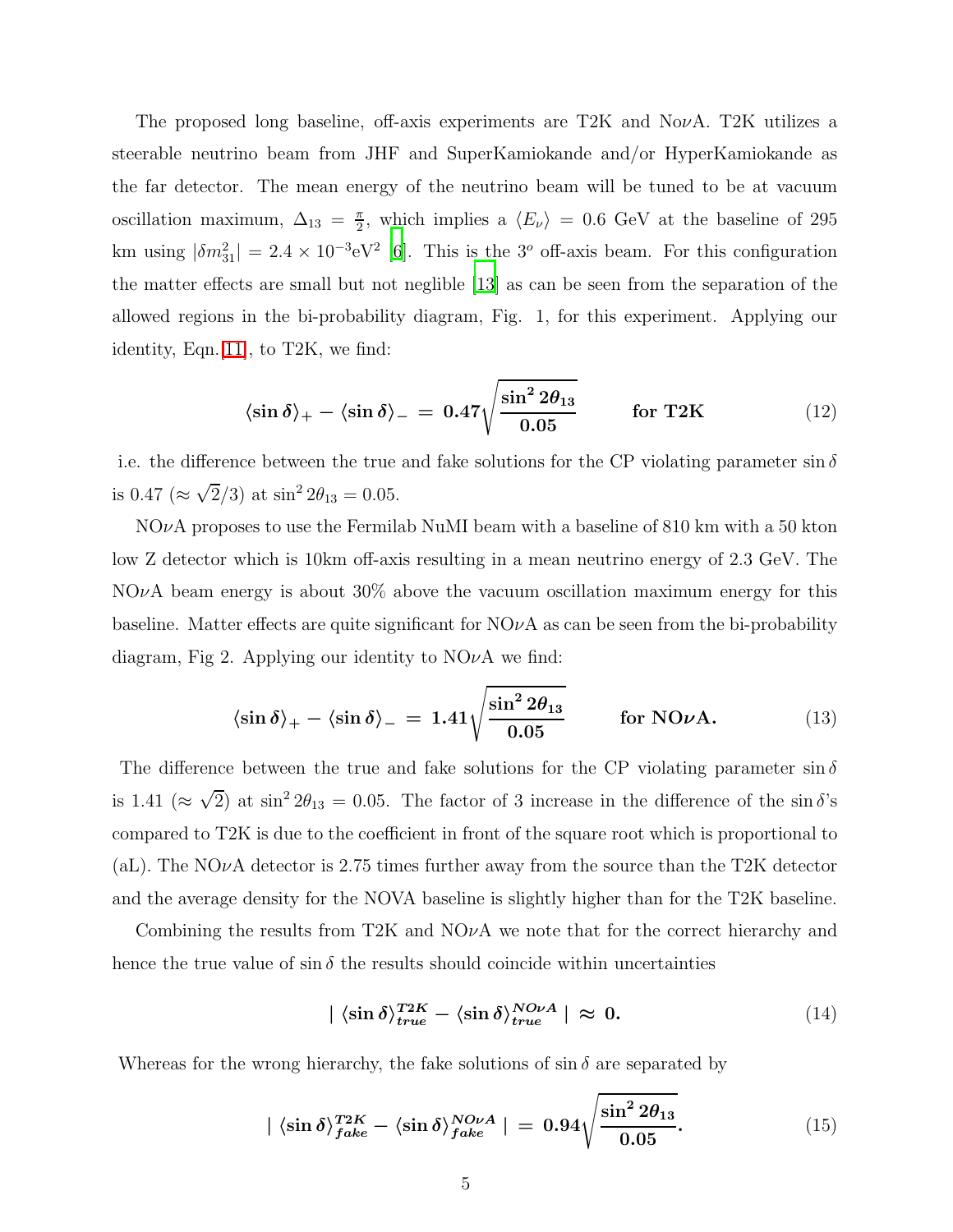The proposed long baseline, off-axis experiments are T2K and No$\nu$A. T2K utilizes a steerable neutrino beam from JHF and SuperKamiokande and/or HyperKamiokande as the far detector. The mean energy of the neutrino beam will be tuned to be at vacuum oscillation maximum, $\Delta_{13} = \frac{\pi}{2}$, which implies a $\langle E_\nu \rangle = 0.6$ GeV at the baseline of 295 km using $|\delta m^2_{31}| = 2.4 \times 10^{-3}\text{eV}^2$ [6]. This is the $3^o$ off-axis beam. For this configuration the matter effects are small but not neglible [13] as can be seen from the separation of the allowed regions in the bi-probability diagram, Fig. 1, for this experiment. Applying our identity, Eqn.[11], to T2K, we find:

$$\langle \sin \delta \rangle_+ - \langle \sin \delta \rangle_- \, = \, 0.47 \sqrt{\frac{\sin^2 2\theta_{13}}{0.05}} \qquad \textbf{for T2K} \tag{12}$$

i.e. the difference between the true and fake solutions for the CP violating parameter $\sin \delta$ is 0.47 ($\approx \sqrt{2}/3$) at $\sin^2 2\theta_{13} = 0.05$.

NO$\nu$A proposes to use the Fermilab NuMI beam with a baseline of 810 km with a 50 kton low Z detector which is 10km off-axis resulting in a mean neutrino energy of 2.3 GeV. The NO$\nu$A beam energy is about 30% above the vacuum oscillation maximum energy for this baseline. Matter effects are quite significant for NO$\nu$A as can be seen from the bi-probability diagram, Fig 2. Applying our identity to NO$\nu$A we find:

$$\langle \sin \delta \rangle_+ - \langle \sin \delta \rangle_- \, = \, 1.41 \sqrt{\frac{\sin^2 2\theta_{13}}{0.05}} \qquad \textbf{for NO}\boldsymbol{\nu}\textbf{A.} \tag{13}$$

The difference between the true and fake solutions for the CP violating parameter $\sin \delta$ is 1.41 ($\approx \sqrt{2}$) at $\sin^2 2\theta_{13} = 0.05$. The factor of 3 increase in the difference of the $\sin \delta$'s compared to T2K is due to the coefficient in front of the square root which is proportional to (aL). The NO$\nu$A detector is 2.75 times further away from the source than the T2K detector and the average density for the NOVA baseline is slightly higher than for the T2K baseline.

Combining the results from T2K and NO$\nu$A we note that for the correct hierarchy and hence the true value of $\sin \delta$ the results should coincide within uncertainties

$$| \, \langle \sin \delta \rangle^{T2K}_{true} - \langle \sin \delta \rangle^{NO\nu A}_{true} \, | \, \approx \, 0. \tag{14}$$

Whereas for the wrong hierarchy, the fake solutions of $\sin \delta$ are separated by

$$| \, \langle \sin \delta \rangle^{T2K}_{fake} - \langle \sin \delta \rangle^{NO\nu A}_{fake} \, | \, = \, 0.94 \sqrt{\frac{\sin^2 2\theta_{13}}{0.05}}. \tag{15}$$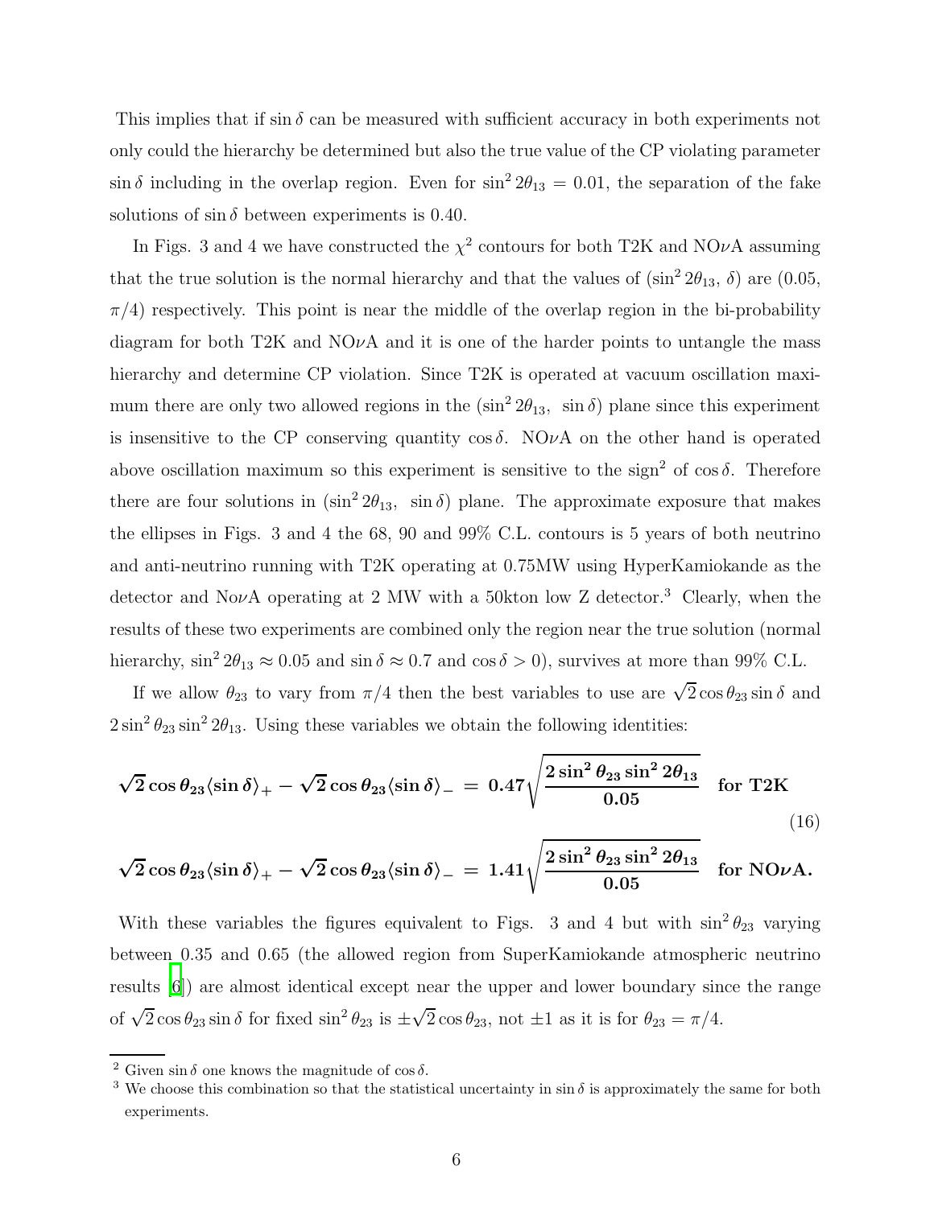This implies that if $\sin\delta$ can be measured with sufficient accuracy in both experiments not only could the hierarchy be determined but also the true value of the CP violating parameter $\sin\delta$ including in the overlap region. Even for $\sin^2 2\theta_{13} = 0.01$, the separation of the fake solutions of $\sin\delta$ between experiments is 0.40.

In Figs. 3 and 4 we have constructed the $\chi^2$ contours for both T2K and NO$\nu$A assuming that the true solution is the normal hierarchy and that the values of ($\sin^2 2\theta_{13}$, $\delta$) are (0.05, $\pi/4$) respectively. This point is near the middle of the overlap region in the bi-probability diagram for both T2K and NO$\nu$A and it is one of the harder points to untangle the mass hierarchy and determine CP violation. Since T2K is operated at vacuum oscillation maximum there are only two allowed regions in the ($\sin^2 2\theta_{13}$, $\sin\delta$) plane since this experiment is insensitive to the CP conserving quantity $\cos\delta$. NO$\nu$A on the other hand is operated above oscillation maximum so this experiment is sensitive to the sign[2] of $\cos\delta$. Therefore there are four solutions in ($\sin^2 2\theta_{13}$, $\sin\delta$) plane. The approximate exposure that makes the ellipses in Figs. 3 and 4 the 68, 90 and 99% C.L. contours is 5 years of both neutrino and anti-neutrino running with T2K operating at 0.75MW using HyperKamiokande as the detector and No$\nu$A operating at 2 MW with a 50kton low Z detector.[3] Clearly, when the results of these two experiments are combined only the region near the true solution (normal hierarchy, $\sin^2 2\theta_{13} \approx 0.05$ and $\sin\delta \approx 0.7$ and $\cos\delta > 0$), survives at more than 99% C.L.

If we allow $\theta_{23}$ to vary from $\pi/4$ then the best variables to use are $\sqrt{2}\cos\theta_{23}\sin\delta$ and $2\sin^2\theta_{23}\sin^2 2\theta_{13}$. Using these variables we obtain the following identities:

$$
\begin{aligned}
\sqrt{2}\cos\theta_{23}\langle\sin\delta\rangle_+ - \sqrt{2}\cos\theta_{23}\langle\sin\delta\rangle_- &= 0.47\sqrt{\frac{2\sin^2\theta_{23}\sin^2 2\theta_{13}}{0.05}} \quad \text{for T2K} \\
\sqrt{2}\cos\theta_{23}\langle\sin\delta\rangle_+ - \sqrt{2}\cos\theta_{23}\langle\sin\delta\rangle_- &= 1.41\sqrt{\frac{2\sin^2\theta_{23}\sin^2 2\theta_{13}}{0.05}} \quad \text{for NO}\nu\text{A.}
\end{aligned}
\tag{16}
$$

With these variables the figures equivalent to Figs. 3 and 4 but with $\sin^2\theta_{23}$ varying between 0.35 and 0.65 (the allowed region from SuperKamiokande atmospheric neutrino results [6]) are almost identical except near the upper and lower boundary since the range of $\sqrt{2}\cos\theta_{23}\sin\delta$ for fixed $\sin^2\theta_{23}$ is $\pm\sqrt{2}\cos\theta_{23}$, not $\pm 1$ as it is for $\theta_{23} = \pi/4$.

[2] Given $\sin\delta$ one knows the magnitude of $\cos\delta$.

[3] We choose this combination so that the statistical uncertainty in $\sin\delta$ is approximately the same for both experiments.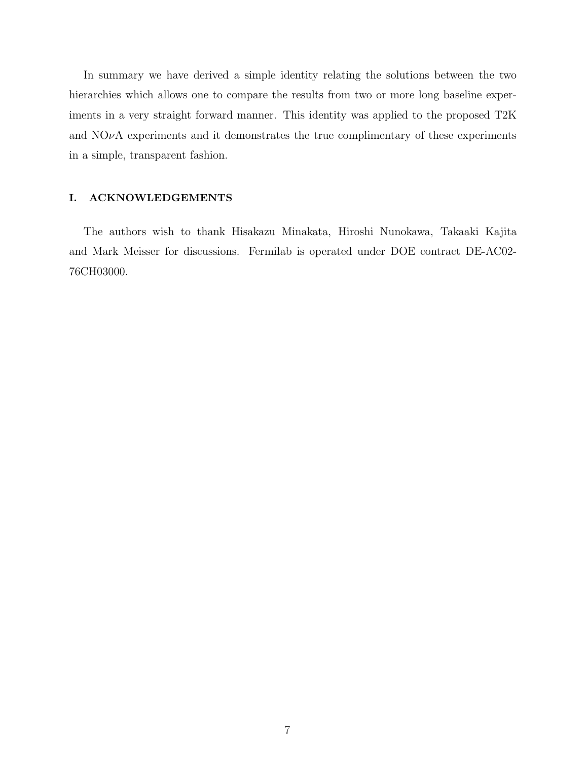In summary we have derived a simple identity relating the solutions between the two hierarchies which allows one to compare the results from two or more long baseline experiments in a very straight forward manner. This identity was applied to the proposed T2K and NO$\nu$A experiments and it demonstrates the true complimentary of these experiments in a simple, transparent fashion.

## I. ACKNOWLEDGEMENTS

The authors wish to thank Hisakazu Minakata, Hiroshi Nunokawa, Takaaki Kajita and Mark Meisser for discussions. Fermilab is operated under DOE contract DE-AC02-76CH03000.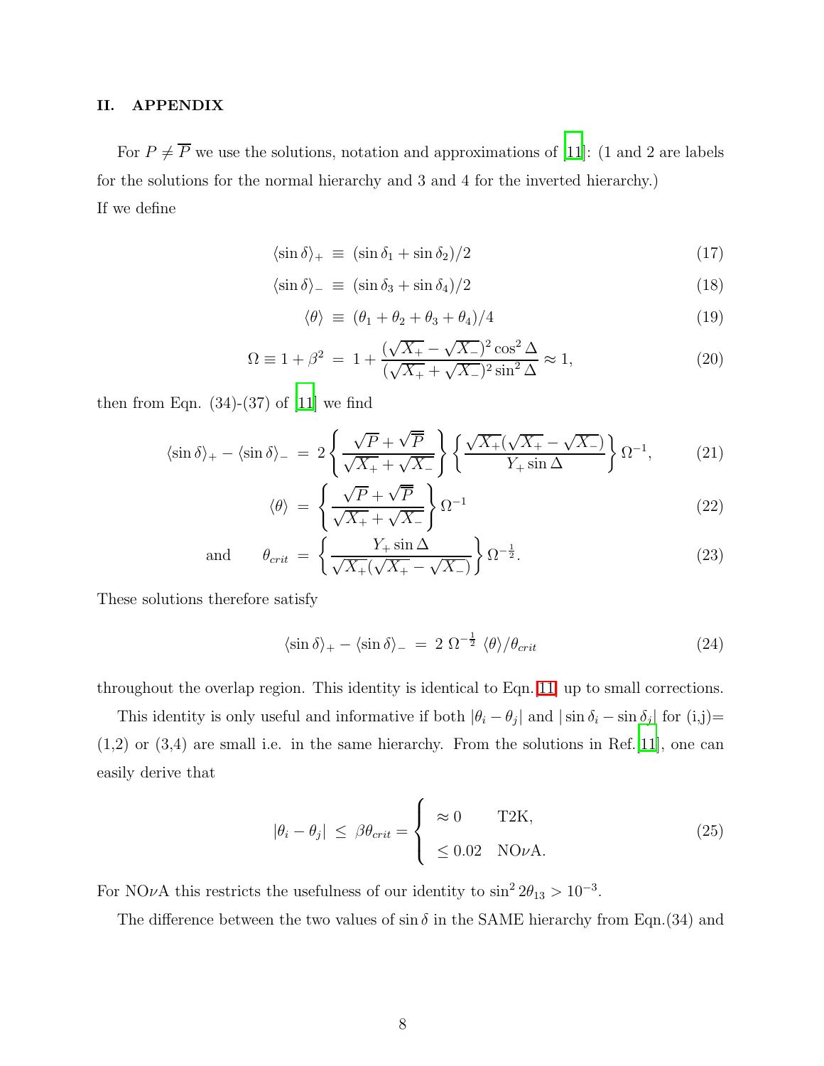## II. APPENDIX

For $P \neq \overline{P}$ we use the solutions, notation and approximations of [11]: (1 and 2 are labels for the solutions for the normal hierarchy and 3 and 4 for the inverted hierarchy.)
If we define

$$\langle \sin\delta \rangle_+ \equiv (\sin\delta_1 + \sin\delta_2)/2 \tag{17}$$

$$\langle \sin\delta \rangle_- \equiv (\sin\delta_3 + \sin\delta_4)/2 \tag{18}$$

$$\langle \theta \rangle \equiv (\theta_1 + \theta_2 + \theta_3 + \theta_4)/4 \tag{19}$$

$$\Omega \equiv 1 + \beta^2 = 1 + \frac{(\sqrt{X_+} - \sqrt{X_-})^2 \cos^2\Delta}{(\sqrt{X_+} + \sqrt{X_-})^2 \sin^2\Delta} \approx 1, \tag{20}$$

then from Eqn. (34)-(37) of [11] we find

$$\langle \sin\delta \rangle_+ - \langle \sin\delta \rangle_- = 2\left\{\frac{\sqrt{P} + \sqrt{\overline{P}}}{\sqrt{X_+} + \sqrt{X_-}}\right\}\left\{\frac{\sqrt{X_+}(\sqrt{X_+} - \sqrt{X_-})}{Y_+ \sin\Delta}\right\}\Omega^{-1}, \tag{21}$$

$$\langle \theta \rangle = \left\{\frac{\sqrt{P} + \sqrt{\overline{P}}}{\sqrt{X_+} + \sqrt{X_-}}\right\}\Omega^{-1} \tag{22}$$

$$\text{and} \qquad \theta_{crit} = \left\{\frac{Y_+ \sin\Delta}{\sqrt{X_+}(\sqrt{X_+} - \sqrt{X_-})}\right\}\Omega^{-\frac{1}{2}}. \tag{23}$$

These solutions therefore satisfy

$$\langle \sin\delta \rangle_+ - \langle \sin\delta \rangle_- = 2\ \Omega^{-\frac{1}{2}}\ \langle \theta \rangle / \theta_{crit} \tag{24}$$

throughout the overlap region. This identity is identical to Eqn. [11] up to small corrections.

This identity is only useful and informative if both $|\theta_i - \theta_j|$ and $|\sin\delta_i - \sin\delta_j|$ for (i,j)= (1,2) or (3,4) are small i.e. in the same hierarchy. From the solutions in Ref. [11], one can easily derive that

$$|\theta_i - \theta_j| \leq \beta\theta_{crit} = \begin{cases} \approx 0 & \text{T2K}, \\ \leq 0.02 & \text{NO}\nu\text{A}. \end{cases} \tag{25}$$

For NO$\nu$A this restricts the usefulness of our identity to $\sin^2 2\theta_{13} > 10^{-3}$.

The difference between the two values of $\sin\delta$ in the SAME hierarchy from Eqn.(34) and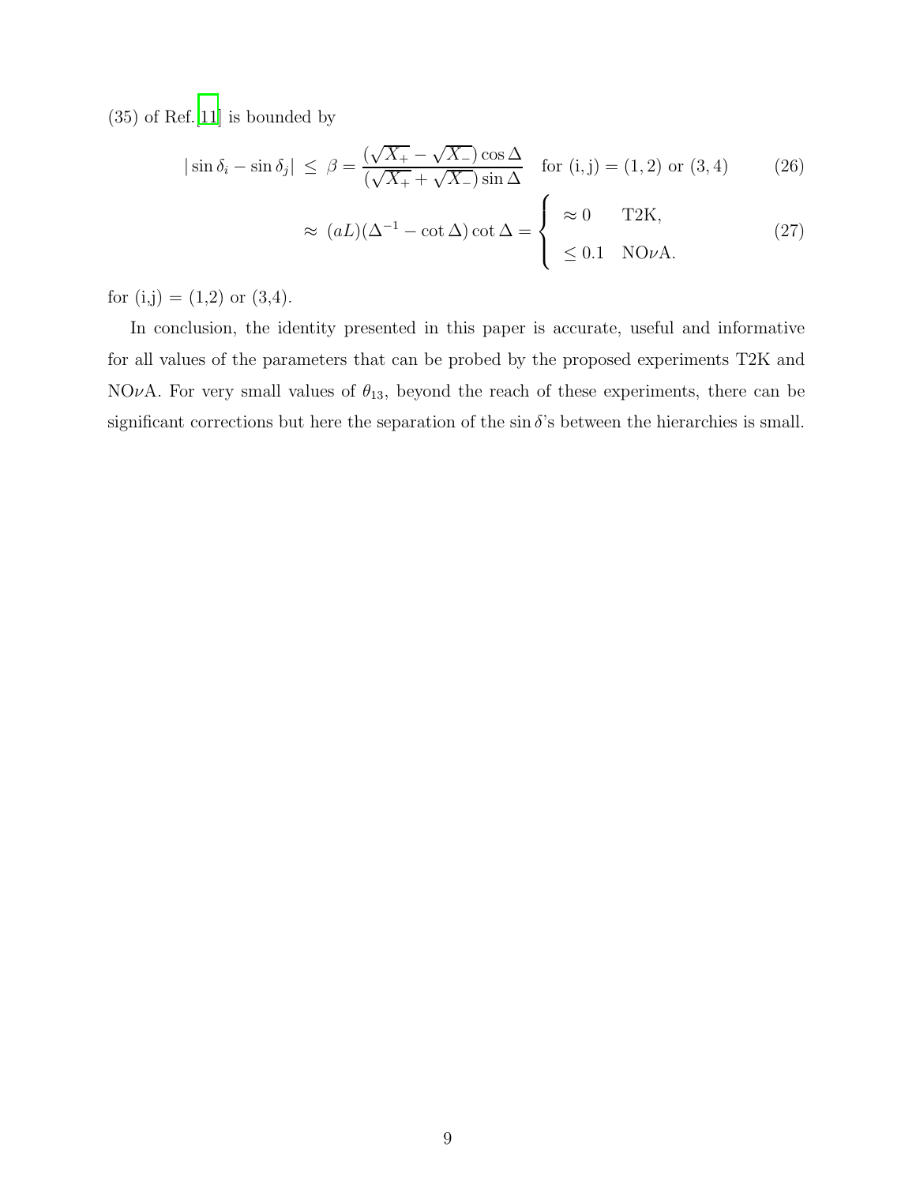(35) of Ref.[11] is bounded by

$$|\sin\delta_i - \sin\delta_j| \;\leq\; \beta = \frac{(\sqrt{X_+} - \sqrt{X_-})\cos\Delta}{(\sqrt{X_+} + \sqrt{X_-})\sin\Delta} \quad \text{for (i, j)} = (1,2) \text{ or } (3,4) \tag{26}$$

$$\approx\; (aL)(\Delta^{-1} - \cot\Delta)\cot\Delta = \begin{cases} \approx 0 & \text{T2K,} \\ \leq 0.1 & \text{NO}\nu\text{A.} \end{cases} \tag{27}$$

for (i,j) = (1,2) or (3,4).

In conclusion, the identity presented in this paper is accurate, useful and informative for all values of the parameters that can be probed by the proposed experiments T2K and NO$\nu$A. For very small values of $\theta_{13}$, beyond the reach of these experiments, there can be significant corrections but here the separation of the $\sin\delta$'s between the hierarchies is small.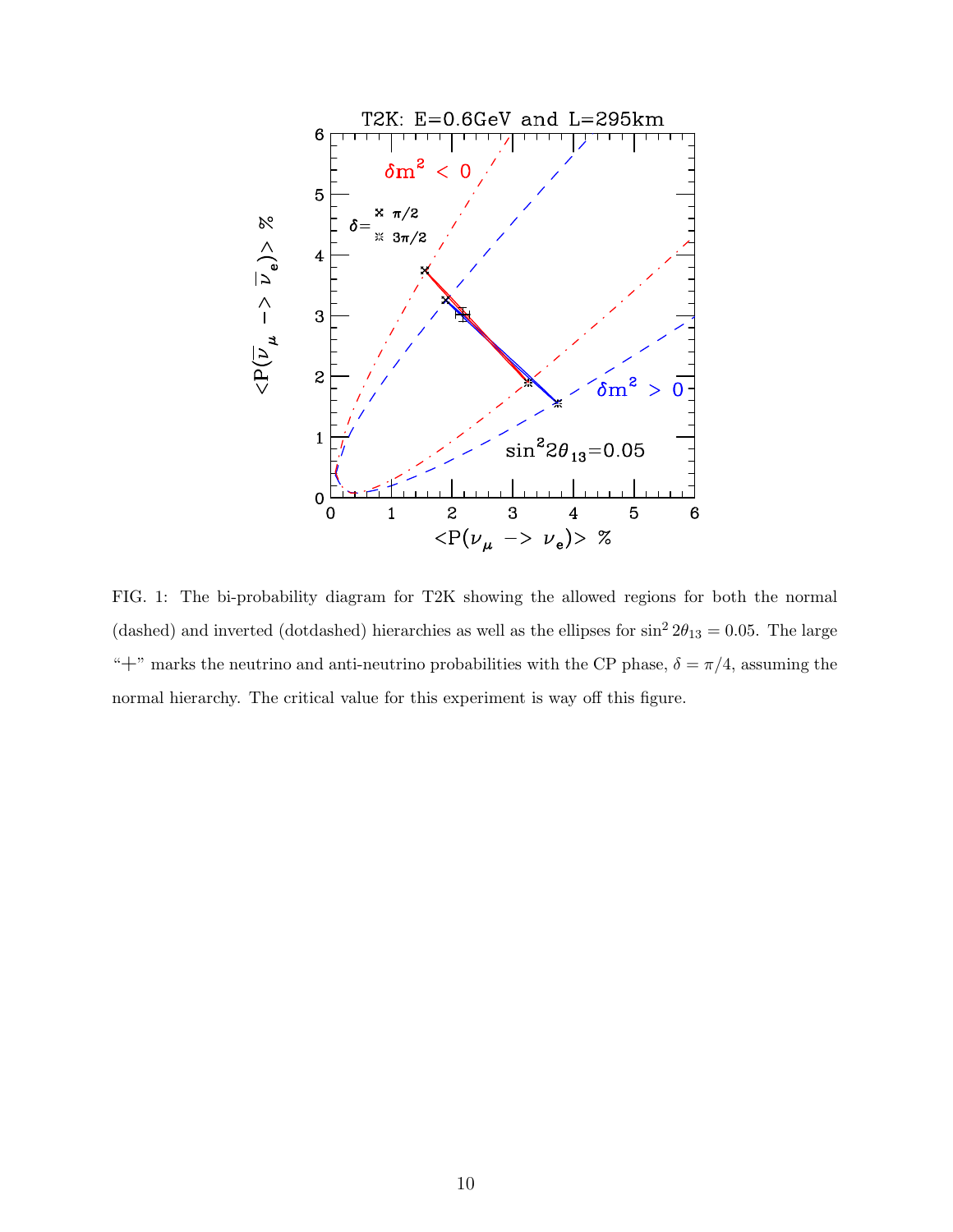FIG. 1: The bi-probability diagram for T2K showing the allowed regions for both the normal (dashed) and inverted (dotdashed) hierarchies as well as the ellipses for $\sin^2 2\theta_{13} = 0.05$. The large "+" marks the neutrino and anti-neutrino probabilities with the CP phase, $\delta = \pi/4$, assuming the normal hierarchy. The critical value for this experiment is way off this figure.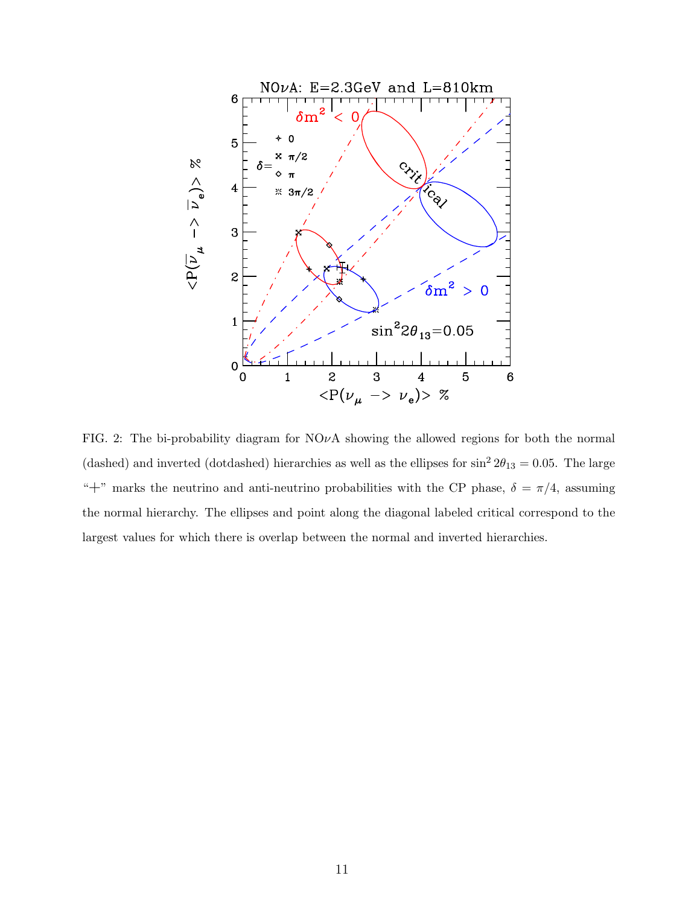FIG. 2: The bi-probability diagram for NO$\nu$A showing the allowed regions for both the normal (dashed) and inverted (dotdashed) hierarchies as well as the ellipses for $\sin^2 2\theta_{13} = 0.05$. The large "+" marks the neutrino and anti-neutrino probabilities with the CP phase, $\delta = \pi/4$, assuming the normal hierarchy. The ellipses and point along the diagonal labeled critical correspond to the largest values for which there is overlap between the normal and inverted hierarchies.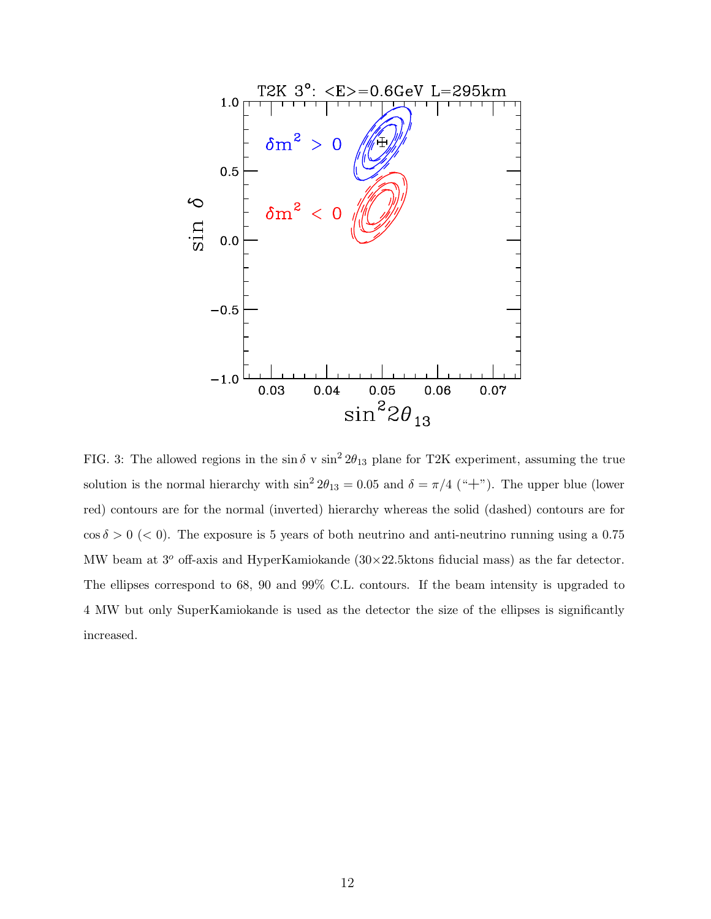FIG. 3: The allowed regions in the $\sin\delta$ v $\sin^2 2\theta_{13}$ plane for T2K experiment, assuming the true solution is the normal hierarchy with $\sin^2 2\theta_{13} = 0.05$ and $\delta = \pi/4$ ("+"). The upper blue (lower red) contours are for the normal (inverted) hierarchy whereas the solid (dashed) contours are for $\cos\delta > 0$ ($< 0$). The exposure is 5 years of both neutrino and anti-neutrino running using a 0.75 MW beam at $3^o$ off-axis and HyperKamiokande ($30\times 22.5$ktons fiducial mass) as the far detector. The ellipses correspond to 68, 90 and 99% C.L. contours. If the beam intensity is upgraded to 4 MW but only SuperKamiokande is used as the detector the size of the ellipses is significantly increased.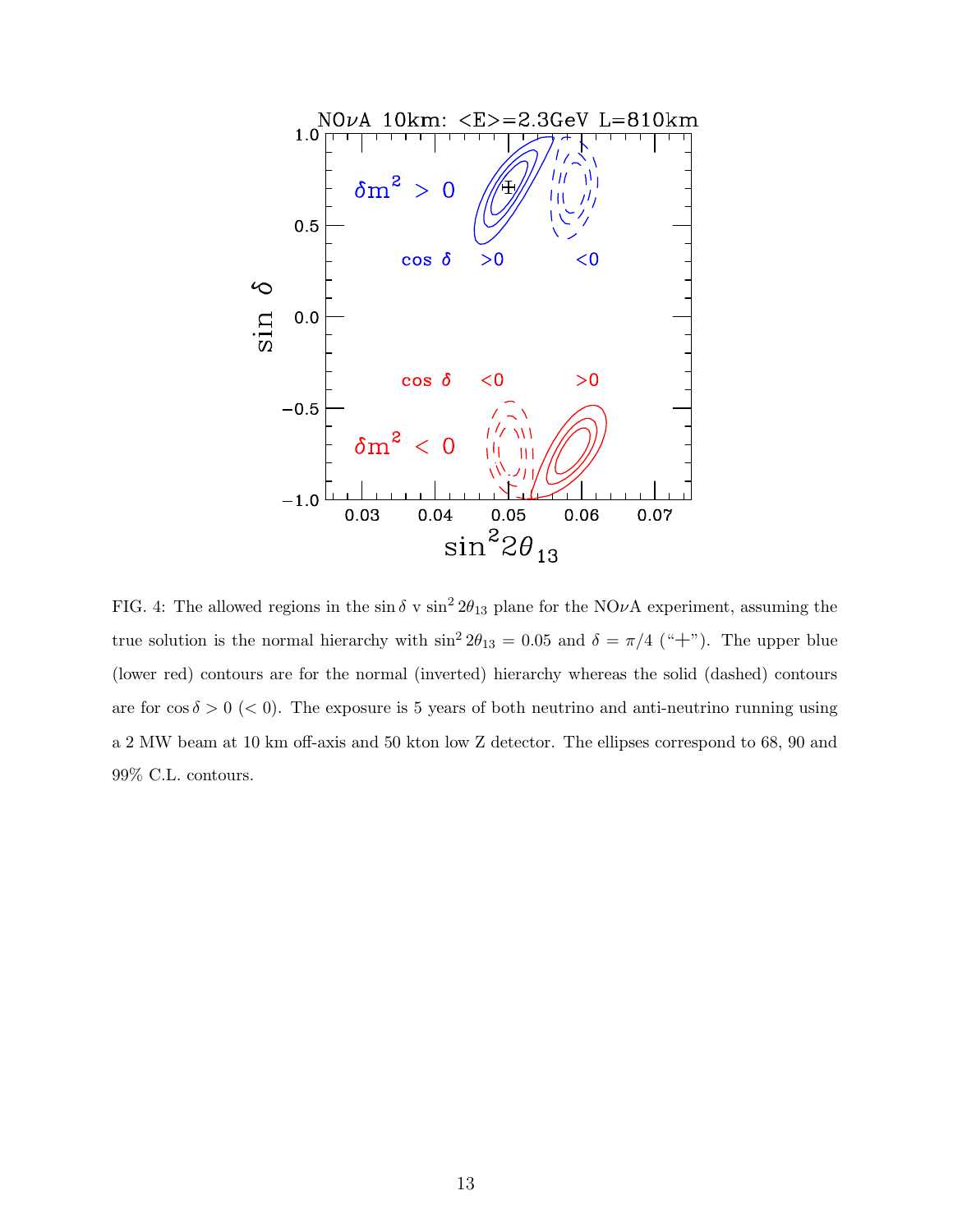FIG. 4: The allowed regions in the $\sin\delta$ v $\sin^2 2\theta_{13}$ plane for the NO$\nu$A experiment, assuming the true solution is the normal hierarchy with $\sin^2 2\theta_{13} = 0.05$ and $\delta = \pi/4$ ("+"). The upper blue (lower red) contours are for the normal (inverted) hierarchy whereas the solid (dashed) contours are for $\cos\delta > 0$ ($< 0$). The exposure is 5 years of both neutrino and anti-neutrino running using a 2 MW beam at 10 km off-axis and 50 kton low Z detector. The ellipses correspond to 68, 90 and 99% C.L. contours.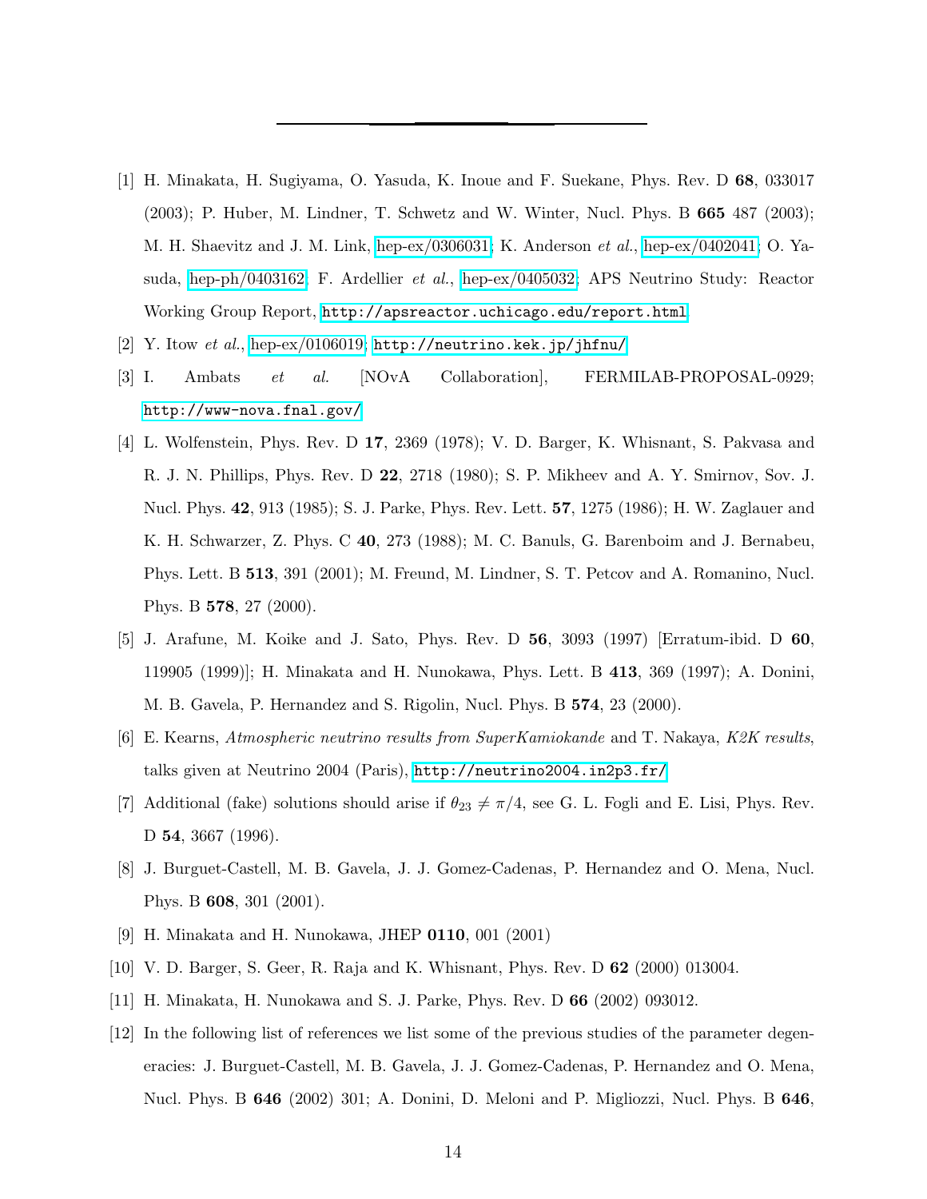---

[1] H. Minakata, H. Sugiyama, O. Yasuda, K. Inoue and F. Suekane, Phys. Rev. D **68**, 033017 (2003); P. Huber, M. Lindner, T. Schwetz and W. Winter, Nucl. Phys. B **665** 487 (2003); M. H. Shaevitz and J. M. Link, hep-ex/0306031; K. Anderson *et al.*, hep-ex/0402041; O. Yasuda, hep-ph/0403162; F. Ardellier *et al.*, hep-ex/0405032; APS Neutrino Study: Reactor Working Group Report, `http://apsreactor.uchicago.edu/report.html`

[2] Y. Itow *et al.*, hep-ex/0106019; `http://neutrino.kek.jp/jhfnu/`

[3] I. Ambats *et al.* [NOvA Collaboration], FERMILAB-PROPOSAL-0929; `http://www-nova.fnal.gov/`

[4] L. Wolfenstein, Phys. Rev. D **17**, 2369 (1978); V. D. Barger, K. Whisnant, S. Pakvasa and R. J. N. Phillips, Phys. Rev. D **22**, 2718 (1980); S. P. Mikheev and A. Y. Smirnov, Sov. J. Nucl. Phys. **42**, 913 (1985); S. J. Parke, Phys. Rev. Lett. **57**, 1275 (1986); H. W. Zaglauer and K. H. Schwarzer, Z. Phys. C **40**, 273 (1988); M. C. Banuls, G. Barenboim and J. Bernabeu, Phys. Lett. B **513**, 391 (2001); M. Freund, M. Lindner, S. T. Petcov and A. Romanino, Nucl. Phys. B **578**, 27 (2000).

[5] J. Arafune, M. Koike and J. Sato, Phys. Rev. D **56**, 3093 (1997) [Erratum-ibid. D **60**, 119905 (1999)]; H. Minakata and H. Nunokawa, Phys. Lett. B **413**, 369 (1997); A. Donini, M. B. Gavela, P. Hernandez and S. Rigolin, Nucl. Phys. B **574**, 23 (2000).

[6] E. Kearns, *Atmospheric neutrino results from SuperKamiokande* and T. Nakaya, *K2K results*, talks given at Neutrino 2004 (Paris), `http://neutrino2004.in2p3.fr/`

[7] Additional (fake) solutions should arise if $\theta_{23} \neq \pi/4$, see G. L. Fogli and E. Lisi, Phys. Rev. D **54**, 3667 (1996).

[8] J. Burguet-Castell, M. B. Gavela, J. J. Gomez-Cadenas, P. Hernandez and O. Mena, Nucl. Phys. B **608**, 301 (2001).

[9] H. Minakata and H. Nunokawa, JHEP **0110**, 001 (2001)

[10] V. D. Barger, S. Geer, R. Raja and K. Whisnant, Phys. Rev. D **62** (2000) 013004.

[11] H. Minakata, H. Nunokawa and S. J. Parke, Phys. Rev. D **66** (2002) 093012.

[12] In the following list of references we list some of the previous studies of the parameter degeneracies: J. Burguet-Castell, M. B. Gavela, J. J. Gomez-Cadenas, P. Hernandez and O. Mena, Nucl. Phys. B **646** (2002) 301; A. Donini, D. Meloni and P. Migliozzi, Nucl. Phys. B **646**,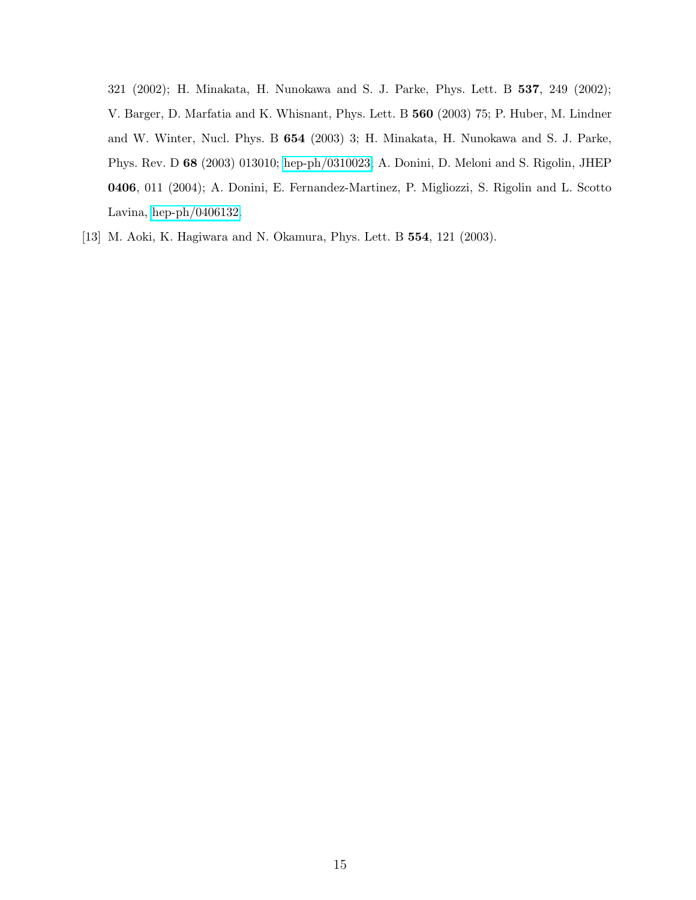321 (2002); H. Minakata, H. Nunokawa and S. J. Parke, Phys. Lett. B **537**, 249 (2002); V. Barger, D. Marfatia and K. Whisnant, Phys. Lett. B **560** (2003) 75; P. Huber, M. Lindner and W. Winter, Nucl. Phys. B **654** (2003) 3; H. Minakata, H. Nunokawa and S. J. Parke, Phys. Rev. D **68** (2003) 013010; hep-ph/0310023; A. Donini, D. Meloni and S. Rigolin, JHEP **0406**, 011 (2004); A. Donini, E. Fernandez-Martinez, P. Migliozzi, S. Rigolin and L. Scotto Lavina, hep-ph/0406132.

[13] M. Aoki, K. Hagiwara and N. Okamura, Phys. Lett. B **554**, 121 (2003).